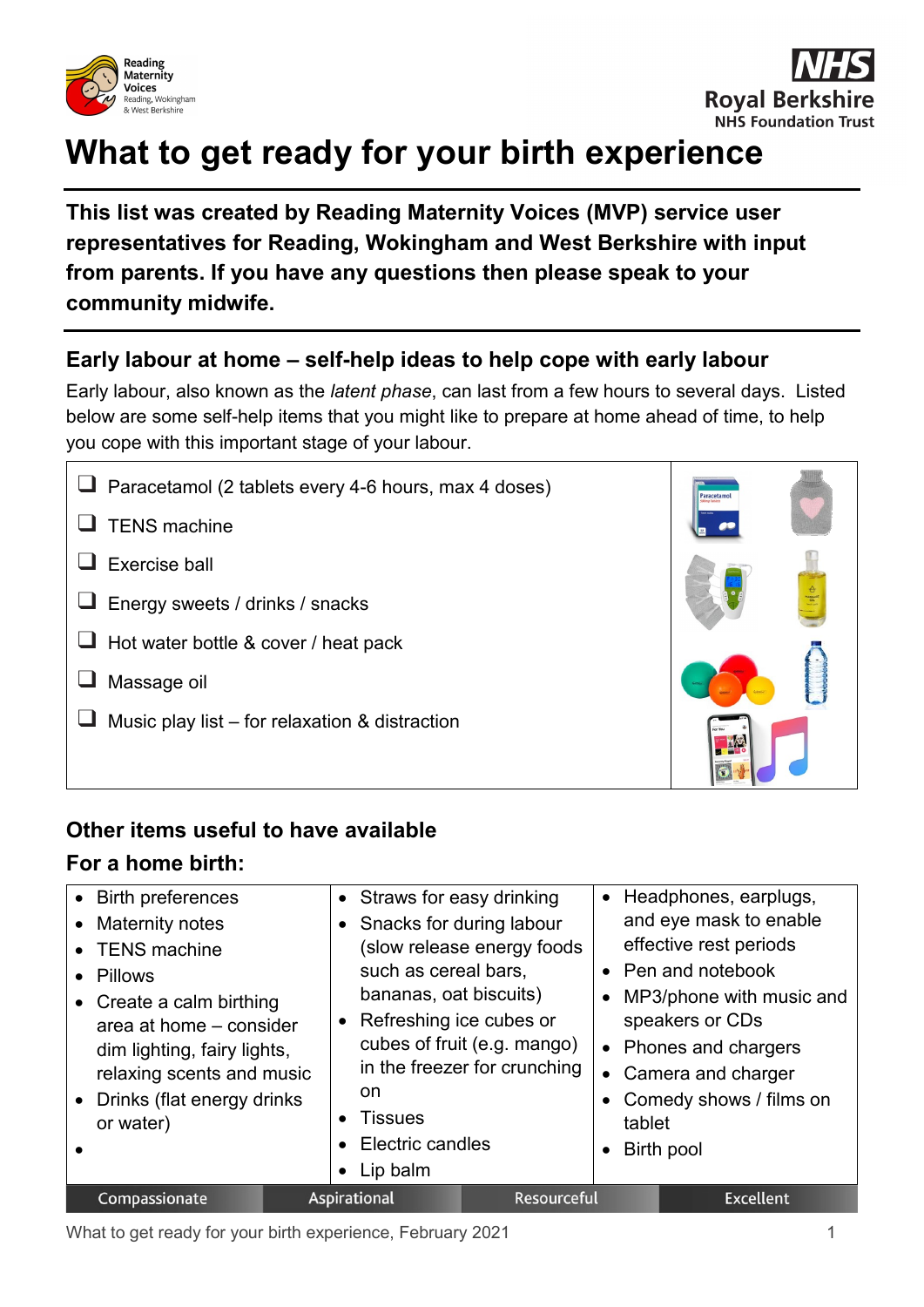Reading Maternity Voices
Reading, Wokingham & West Berkshire

NHS Royal Berkshire NHS Foundation Trust

# What to get ready for your birth experience

**This list was created by Reading Maternity Voices (MVP) service user representatives for Reading, Wokingham and West Berkshire with input from parents. If you have any questions then please speak to your community midwife.**

## Early labour at home – self-help ideas to help cope with early labour

Early labour, also known as the *latent phase*, can last from a few hours to several days. Listed below are some self-help items that you might like to prepare at home ahead of time, to help you cope with this important stage of your labour.

- ❑ Paracetamol (2 tablets every 4-6 hours, max 4 doses)
- ❑ TENS machine
- ❑ Exercise ball
- ❑ Energy sweets / drinks / snacks
- ❑ Hot water bottle & cover / heat pack
- ❑ Massage oil
- ❑ Music play list – for relaxation & distraction

## Other items useful to have available

### For a home birth:

- Birth preferences
- Maternity notes
- TENS machine
- Pillows
- Create a calm birthing area at home – consider dim lighting, fairy lights, relaxing scents and music
- Drinks (flat energy drinks or water)
- 
- Straws for easy drinking
- Snacks for during labour (slow release energy foods such as cereal bars, bananas, oat biscuits)
- Refreshing ice cubes or cubes of fruit (e.g. mango) in the freezer for crunching on
- Tissues
- Electric candles
- Lip balm
- Headphones, earplugs, and eye mask to enable effective rest periods
- Pen and notebook
- MP3/phone with music and speakers or CDs
- Phones and chargers
- Camera and charger
- Comedy shows / films on tablet
- Birth pool

Compassionate | Aspirational | Resourceful | Excellent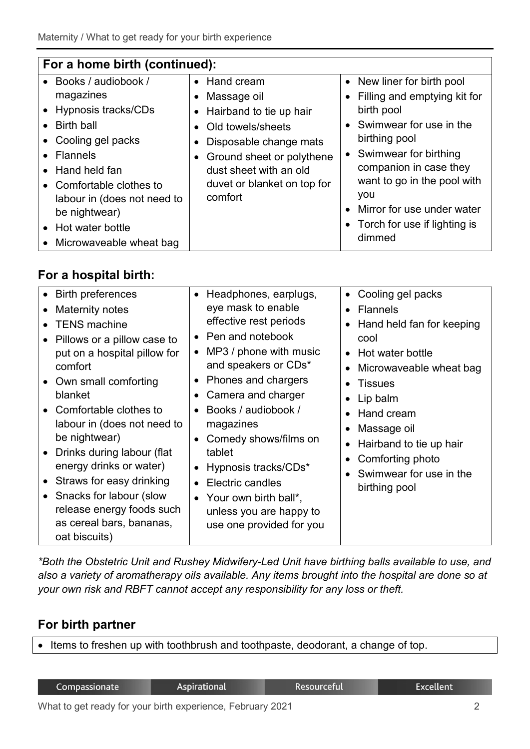## For a home birth (continued):

- Books / audiobook / magazines
- Hypnosis tracks/CDs
- Birth ball
- Cooling gel packs
- Flannels
- Hand held fan
- Comfortable clothes to labour in (does not need to be nightwear)
- Hot water bottle
- Microwaveable wheat bag
- Hand cream
- Massage oil
- Hairband to tie up hair
- Old towels/sheets
- Disposable change mats
- Ground sheet or polythene dust sheet with an old duvet or blanket on top for comfort
- New liner for birth pool
- Filling and emptying kit for birth pool
- Swimwear for use in the birthing pool
- Swimwear for birthing companion in case they want to go in the pool with you
- Mirror for use under water
- Torch for use if lighting is dimmed

## For a hospital birth:

- Birth preferences
- Maternity notes
- TENS machine
- Pillows or a pillow case to put on a hospital pillow for comfort
- Own small comforting blanket
- Comfortable clothes to labour in (does not need to be nightwear)
- Drinks during labour (flat energy drinks or water)
- Straws for easy drinking
- Snacks for labour (slow release energy foods such as cereal bars, bananas, oat biscuits)
- Headphones, earplugs, eye mask to enable effective rest periods
- Pen and notebook
- MP3 / phone with music and speakers or CDs*
- Phones and chargers
- Camera and charger
- Books / audiobook / magazines
- Comedy shows/films on tablet
- Hypnosis tracks/CDs*
- Electric candles
- Your own birth ball*, unless you are happy to use one provided for you
- Cooling gel packs
- Flannels
- Hand held fan for keeping cool
- Hot water bottle
- Microwaveable wheat bag
- Tissues
- Lip balm
- Hand cream
- Massage oil
- Hairband to tie up hair
- Comforting photo
- Swimwear for use in the birthing pool

*\*Both the Obstetric Unit and Rushey Midwifery-Led Unit have birthing balls available to use, and also a variety of aromatherapy oils available. Any items brought into the hospital are done so at your own risk and RBFT cannot accept any responsibility for any loss or theft.*

## For birth partner

- Items to freshen up with toothbrush and toothpaste, deodorant, a change of top.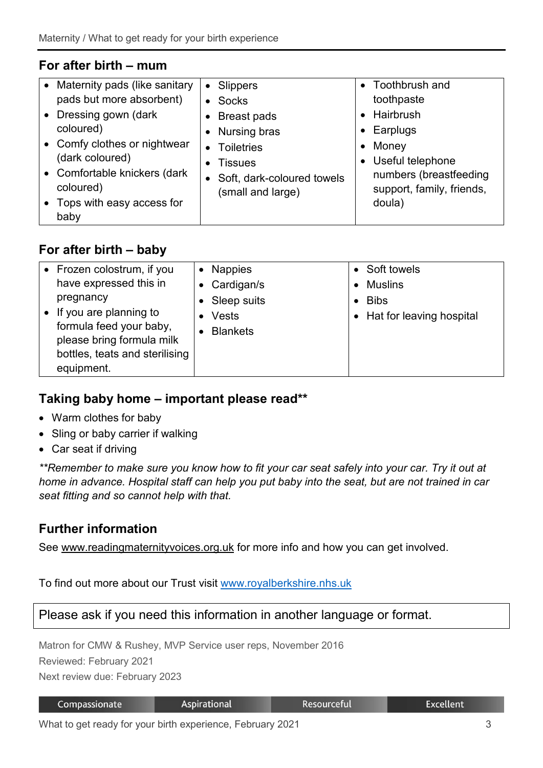## For after birth – mum

| | | |
|---|---|---|
| • Maternity pads (like sanitary pads but more absorbent)<br>• Dressing gown (dark coloured)<br>• Comfy clothes or nightwear (dark coloured)<br>• Comfortable knickers (dark coloured)<br>• Tops with easy access for baby | • Slippers<br>• Socks<br>• Breast pads<br>• Nursing bras<br>• Toiletries<br>• Tissues<br>• Soft, dark-coloured towels (small and large) | • Toothbrush and toothpaste<br>• Hairbrush<br>• Earplugs<br>• Money<br>• Useful telephone numbers (breastfeeding support, family, friends, doula) |

## For after birth – baby

| | | |
|---|---|---|
| • Frozen colostrum, if you have expressed this in pregnancy<br>• If you are planning to formula feed your baby, please bring formula milk bottles, teats and sterilising equipment. | • Nappies<br>• Cardigan/s<br>• Sleep suits<br>• Vests<br>• Blankets | • Soft towels<br>• Muslins<br>• Bibs<br>• Hat for leaving hospital |

## Taking baby home – important please read**

- Warm clothes for baby
- Sling or baby carrier if walking
- Car seat if driving

*\*\*Remember to make sure you know how to fit your car seat safely into your car. Try it out at home in advance. Hospital staff can help you put baby into the seat, but are not trained in car seat fitting and so cannot help with that.*

## Further information

See www.readingmaternityvoices.org.uk for more info and how you can get involved.

To find out more about our Trust visit www.royalberkshire.nhs.uk

Please ask if you need this information in another language or format.

Matron for CMW & Rushey, MVP Service user reps, November 2016
Reviewed: February 2021
Next review due: February 2023

Compassionate | Aspirational | Resourceful | Excellent